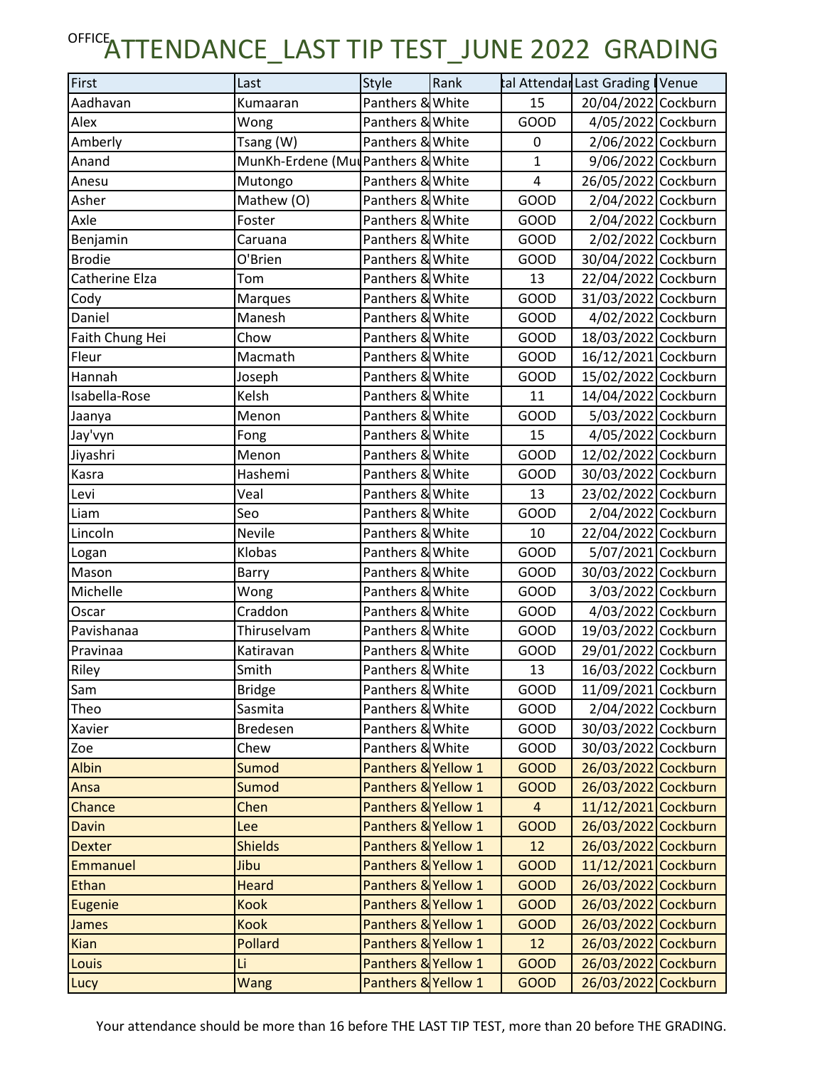OFFICE

# ATTENDANCE_LAST TIP TEST_JUNE 2022 GRADING

| First | Last | Style | Rank | tal Attendar | Last Grading I | Venue |
|---|---|---|---|---|---|---|
| Aadhavan | Kumaaran | Panthers & | White | 15 | 20/04/2022 | Cockburn |
| Alex | Wong | Panthers & | White | GOOD | 4/05/2022 | Cockburn |
| Amberly | Tsang (W) | Panthers & | White | 0 | 2/06/2022 | Cockburn |
| Anand | MunKh-Erdene (Mu | Panthers & | White | 1 | 9/06/2022 | Cockburn |
| Anesu | Mutongo | Panthers & | White | 4 | 26/05/2022 | Cockburn |
| Asher | Mathew (O) | Panthers & | White | GOOD | 2/04/2022 | Cockburn |
| Axle | Foster | Panthers & | White | GOOD | 2/04/2022 | Cockburn |
| Benjamin | Caruana | Panthers & | White | GOOD | 2/02/2022 | Cockburn |
| Brodie | O'Brien | Panthers & | White | GOOD | 30/04/2022 | Cockburn |
| Catherine Elza | Tom | Panthers & | White | 13 | 22/04/2022 | Cockburn |
| Cody | Marques | Panthers & | White | GOOD | 31/03/2022 | Cockburn |
| Daniel | Manesh | Panthers & | White | GOOD | 4/02/2022 | Cockburn |
| Faith Chung Hei | Chow | Panthers & | White | GOOD | 18/03/2022 | Cockburn |
| Fleur | Macmath | Panthers & | White | GOOD | 16/12/2021 | Cockburn |
| Hannah | Joseph | Panthers & | White | GOOD | 15/02/2022 | Cockburn |
| Isabella-Rose | Kelsh | Panthers & | White | 11 | 14/04/2022 | Cockburn |
| Jaanya | Menon | Panthers & | White | GOOD | 5/03/2022 | Cockburn |
| Jay'vyn | Fong | Panthers & | White | 15 | 4/05/2022 | Cockburn |
| Jiyashri | Menon | Panthers & | White | GOOD | 12/02/2022 | Cockburn |
| Kasra | Hashemi | Panthers & | White | GOOD | 30/03/2022 | Cockburn |
| Levi | Veal | Panthers & | White | 13 | 23/02/2022 | Cockburn |
| Liam | Seo | Panthers & | White | GOOD | 2/04/2022 | Cockburn |
| Lincoln | Nevile | Panthers & | White | 10 | 22/04/2022 | Cockburn |
| Logan | Klobas | Panthers & | White | GOOD | 5/07/2021 | Cockburn |
| Mason | Barry | Panthers & | White | GOOD | 30/03/2022 | Cockburn |
| Michelle | Wong | Panthers & | White | GOOD | 3/03/2022 | Cockburn |
| Oscar | Craddon | Panthers & | White | GOOD | 4/03/2022 | Cockburn |
| Pavishanaa | Thiruselvam | Panthers & | White | GOOD | 19/03/2022 | Cockburn |
| Pravinaa | Katiravan | Panthers & | White | GOOD | 29/01/2022 | Cockburn |
| Riley | Smith | Panthers & | White | 13 | 16/03/2022 | Cockburn |
| Sam | Bridge | Panthers & | White | GOOD | 11/09/2021 | Cockburn |
| Theo | Sasmita | Panthers & | White | GOOD | 2/04/2022 | Cockburn |
| Xavier | Bredesen | Panthers & | White | GOOD | 30/03/2022 | Cockburn |
| Zoe | Chew | Panthers & | White | GOOD | 30/03/2022 | Cockburn |
| Albin | Sumod | Panthers & | Yellow 1 | GOOD | 26/03/2022 | Cockburn |
| Ansa | Sumod | Panthers & | Yellow 1 | GOOD | 26/03/2022 | Cockburn |
| Chance | Chen | Panthers & | Yellow 1 | 4 | 11/12/2021 | Cockburn |
| Davin | Lee | Panthers & | Yellow 1 | GOOD | 26/03/2022 | Cockburn |
| Dexter | Shields | Panthers & | Yellow 1 | 12 | 26/03/2022 | Cockburn |
| Emmanuel | Jibu | Panthers & | Yellow 1 | GOOD | 11/12/2021 | Cockburn |
| Ethan | Heard | Panthers & | Yellow 1 | GOOD | 26/03/2022 | Cockburn |
| Eugenie | Kook | Panthers & | Yellow 1 | GOOD | 26/03/2022 | Cockburn |
| James | Kook | Panthers & | Yellow 1 | GOOD | 26/03/2022 | Cockburn |
| Kian | Pollard | Panthers & | Yellow 1 | 12 | 26/03/2022 | Cockburn |
| Louis | Li | Panthers & | Yellow 1 | GOOD | 26/03/2022 | Cockburn |
| Lucy | Wang | Panthers & | Yellow 1 | GOOD | 26/03/2022 | Cockburn |

Your attendance should be more than 16 before THE LAST TIP TEST, more than 20 before THE GRADING.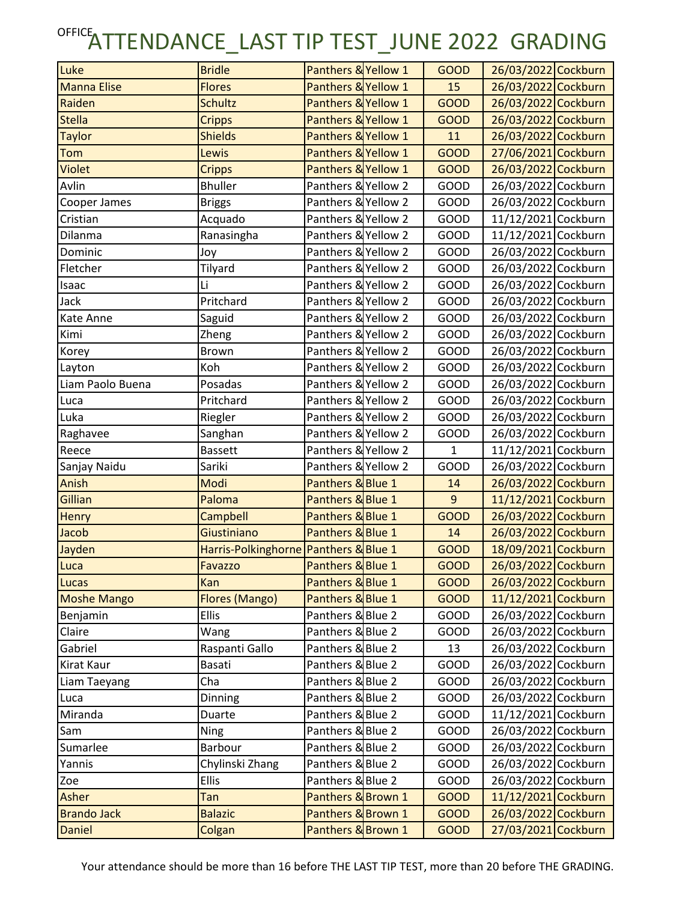# OFFICE ATTENDANCE_LAST TIP TEST_JUNE 2022 GRADING

| | | | | | | |
|---|---|---|---|---|---|---|
| Luke | Bridle | Panthers & | Yellow 1 | GOOD | 26/03/2022 | Cockburn |
| Manna Elise | Flores | Panthers & | Yellow 1 | 15 | 26/03/2022 | Cockburn |
| Raiden | Schultz | Panthers & | Yellow 1 | GOOD | 26/03/2022 | Cockburn |
| Stella | Cripps | Panthers & | Yellow 1 | GOOD | 26/03/2022 | Cockburn |
| Taylor | Shields | Panthers & | Yellow 1 | 11 | 26/03/2022 | Cockburn |
| Tom | Lewis | Panthers & | Yellow 1 | GOOD | 27/06/2021 | Cockburn |
| Violet | Cripps | Panthers & | Yellow 1 | GOOD | 26/03/2022 | Cockburn |
| Avlin | Bhuller | Panthers & | Yellow 2 | GOOD | 26/03/2022 | Cockburn |
| Cooper James | Briggs | Panthers & | Yellow 2 | GOOD | 26/03/2022 | Cockburn |
| Cristian | Acquado | Panthers & | Yellow 2 | GOOD | 11/12/2021 | Cockburn |
| Dilanma | Ranasingha | Panthers & | Yellow 2 | GOOD | 11/12/2021 | Cockburn |
| Dominic | Joy | Panthers & | Yellow 2 | GOOD | 26/03/2022 | Cockburn |
| Fletcher | Tilyard | Panthers & | Yellow 2 | GOOD | 26/03/2022 | Cockburn |
| Isaac | Li | Panthers & | Yellow 2 | GOOD | 26/03/2022 | Cockburn |
| Jack | Pritchard | Panthers & | Yellow 2 | GOOD | 26/03/2022 | Cockburn |
| Kate Anne | Saguid | Panthers & | Yellow 2 | GOOD | 26/03/2022 | Cockburn |
| Kimi | Zheng | Panthers & | Yellow 2 | GOOD | 26/03/2022 | Cockburn |
| Korey | Brown | Panthers & | Yellow 2 | GOOD | 26/03/2022 | Cockburn |
| Layton | Koh | Panthers & | Yellow 2 | GOOD | 26/03/2022 | Cockburn |
| Liam Paolo Buena | Posadas | Panthers & | Yellow 2 | GOOD | 26/03/2022 | Cockburn |
| Luca | Pritchard | Panthers & | Yellow 2 | GOOD | 26/03/2022 | Cockburn |
| Luka | Riegler | Panthers & | Yellow 2 | GOOD | 26/03/2022 | Cockburn |
| Raghavee | Sanghan | Panthers & | Yellow 2 | GOOD | 26/03/2022 | Cockburn |
| Reece | Bassett | Panthers & | Yellow 2 | 1 | 11/12/2021 | Cockburn |
| Sanjay Naidu | Sariki | Panthers & | Yellow 2 | GOOD | 26/03/2022 | Cockburn |
| Anish | Modi | Panthers & | Blue 1 | 14 | 26/03/2022 | Cockburn |
| Gillian | Paloma | Panthers & | Blue 1 | 9 | 11/12/2021 | Cockburn |
| Henry | Campbell | Panthers & | Blue 1 | GOOD | 26/03/2022 | Cockburn |
| Jacob | Giustiniano | Panthers & | Blue 1 | 14 | 26/03/2022 | Cockburn |
| Jayden | Harris-Polkinghorne | Panthers & | Blue 1 | GOOD | 18/09/2021 | Cockburn |
| Luca | Favazzo | Panthers & | Blue 1 | GOOD | 26/03/2022 | Cockburn |
| Lucas | Kan | Panthers & | Blue 1 | GOOD | 26/03/2022 | Cockburn |
| Moshe Mango | Flores (Mango) | Panthers & | Blue 1 | GOOD | 11/12/2021 | Cockburn |
| Benjamin | Ellis | Panthers & | Blue 2 | GOOD | 26/03/2022 | Cockburn |
| Claire | Wang | Panthers & | Blue 2 | GOOD | 26/03/2022 | Cockburn |
| Gabriel | Raspanti Gallo | Panthers & | Blue 2 | 13 | 26/03/2022 | Cockburn |
| Kirat Kaur | Basati | Panthers & | Blue 2 | GOOD | 26/03/2022 | Cockburn |
| Liam Taeyang | Cha | Panthers & | Blue 2 | GOOD | 26/03/2022 | Cockburn |
| Luca | Dinning | Panthers & | Blue 2 | GOOD | 26/03/2022 | Cockburn |
| Miranda | Duarte | Panthers & | Blue 2 | GOOD | 11/12/2021 | Cockburn |
| Sam | Ning | Panthers & | Blue 2 | GOOD | 26/03/2022 | Cockburn |
| Sumarlee | Barbour | Panthers & | Blue 2 | GOOD | 26/03/2022 | Cockburn |
| Yannis | Chylinski Zhang | Panthers & | Blue 2 | GOOD | 26/03/2022 | Cockburn |
| Zoe | Ellis | Panthers & | Blue 2 | GOOD | 26/03/2022 | Cockburn |
| Asher | Tan | Panthers & | Brown 1 | GOOD | 11/12/2021 | Cockburn |
| Brando Jack | Balazic | Panthers & | Brown 1 | GOOD | 26/03/2022 | Cockburn |
| Daniel | Colgan | Panthers & | Brown 1 | GOOD | 27/03/2021 | Cockburn |

Your attendance should be more than 16 before THE LAST TIP TEST, more than 20 before THE GRADING.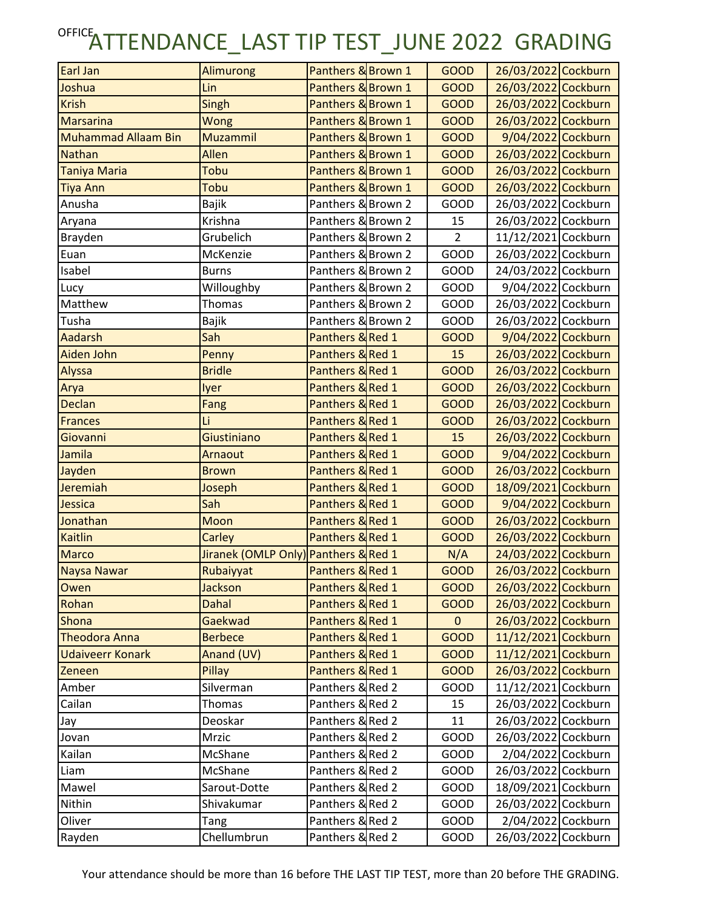# OFFICE ATTENDANCE_LAST TIP TEST_JUNE 2022 GRADING

| | | | | | | |
|---|---|---|---|---|---|---|
| Earl Jan | Alimurong | Panthers & | Brown 1 | GOOD | 26/03/2022 | Cockburn |
| Joshua | Lin | Panthers & | Brown 1 | GOOD | 26/03/2022 | Cockburn |
| Krish | Singh | Panthers & | Brown 1 | GOOD | 26/03/2022 | Cockburn |
| Marsarina | Wong | Panthers & | Brown 1 | GOOD | 26/03/2022 | Cockburn |
| Muhammad Allaam Bin | Muzammil | Panthers & | Brown 1 | GOOD | 9/04/2022 | Cockburn |
| Nathan | Allen | Panthers & | Brown 1 | GOOD | 26/03/2022 | Cockburn |
| Taniya Maria | Tobu | Panthers & | Brown 1 | GOOD | 26/03/2022 | Cockburn |
| Tiya Ann | Tobu | Panthers & | Brown 1 | GOOD | 26/03/2022 | Cockburn |
| Anusha | Bajik | Panthers & | Brown 2 | GOOD | 26/03/2022 | Cockburn |
| Aryana | Krishna | Panthers & | Brown 2 | 15 | 26/03/2022 | Cockburn |
| Brayden | Grubelich | Panthers & | Brown 2 | 2 | 11/12/2021 | Cockburn |
| Euan | McKenzie | Panthers & | Brown 2 | GOOD | 26/03/2022 | Cockburn |
| Isabel | Burns | Panthers & | Brown 2 | GOOD | 24/03/2022 | Cockburn |
| Lucy | Willoughby | Panthers & | Brown 2 | GOOD | 9/04/2022 | Cockburn |
| Matthew | Thomas | Panthers & | Brown 2 | GOOD | 26/03/2022 | Cockburn |
| Tusha | Bajik | Panthers & | Brown 2 | GOOD | 26/03/2022 | Cockburn |
| Aadarsh | Sah | Panthers & | Red 1 | GOOD | 9/04/2022 | Cockburn |
| Aiden John | Penny | Panthers & | Red 1 | 15 | 26/03/2022 | Cockburn |
| Alyssa | Bridle | Panthers & | Red 1 | GOOD | 26/03/2022 | Cockburn |
| Arya | Iyer | Panthers & | Red 1 | GOOD | 26/03/2022 | Cockburn |
| Declan | Fang | Panthers & | Red 1 | GOOD | 26/03/2022 | Cockburn |
| Frances | Li | Panthers & | Red 1 | GOOD | 26/03/2022 | Cockburn |
| Giovanni | Giustiniano | Panthers & | Red 1 | 15 | 26/03/2022 | Cockburn |
| Jamila | Arnaout | Panthers & | Red 1 | GOOD | 9/04/2022 | Cockburn |
| Jayden | Brown | Panthers & | Red 1 | GOOD | 26/03/2022 | Cockburn |
| Jeremiah | Joseph | Panthers & | Red 1 | GOOD | 18/09/2021 | Cockburn |
| Jessica | Sah | Panthers & | Red 1 | GOOD | 9/04/2022 | Cockburn |
| Jonathan | Moon | Panthers & | Red 1 | GOOD | 26/03/2022 | Cockburn |
| Kaitlin | Carley | Panthers & | Red 1 | GOOD | 26/03/2022 | Cockburn |
| Marco | Jiranek (OMLP Only) | Panthers & | Red 1 | N/A | 24/03/2022 | Cockburn |
| Naysa Nawar | Rubaiyyat | Panthers & | Red 1 | GOOD | 26/03/2022 | Cockburn |
| Owen | Jackson | Panthers & | Red 1 | GOOD | 26/03/2022 | Cockburn |
| Rohan | Dahal | Panthers & | Red 1 | GOOD | 26/03/2022 | Cockburn |
| Shona | Gaekwad | Panthers & | Red 1 | 0 | 26/03/2022 | Cockburn |
| Theodora Anna | Berbece | Panthers & | Red 1 | GOOD | 11/12/2021 | Cockburn |
| Udaiveerr Konark | Anand (UV) | Panthers & | Red 1 | GOOD | 11/12/2021 | Cockburn |
| Zeneen | Pillay | Panthers & | Red 1 | GOOD | 26/03/2022 | Cockburn |
| Amber | Silverman | Panthers & | Red 2 | GOOD | 11/12/2021 | Cockburn |
| Cailan | Thomas | Panthers & | Red 2 | 15 | 26/03/2022 | Cockburn |
| Jay | Deoskar | Panthers & | Red 2 | 11 | 26/03/2022 | Cockburn |
| Jovan | Mrzic | Panthers & | Red 2 | GOOD | 26/03/2022 | Cockburn |
| Kailan | McShane | Panthers & | Red 2 | GOOD | 2/04/2022 | Cockburn |
| Liam | McShane | Panthers & | Red 2 | GOOD | 26/03/2022 | Cockburn |
| Mawel | Sarout-Dotte | Panthers & | Red 2 | GOOD | 18/09/2021 | Cockburn |
| Nithin | Shivakumar | Panthers & | Red 2 | GOOD | 26/03/2022 | Cockburn |
| Oliver | Tang | Panthers & | Red 2 | GOOD | 2/04/2022 | Cockburn |
| Rayden | Chellumbrun | Panthers & | Red 2 | GOOD | 26/03/2022 | Cockburn |

Your attendance should be more than 16 before THE LAST TIP TEST, more than 20 before THE GRADING.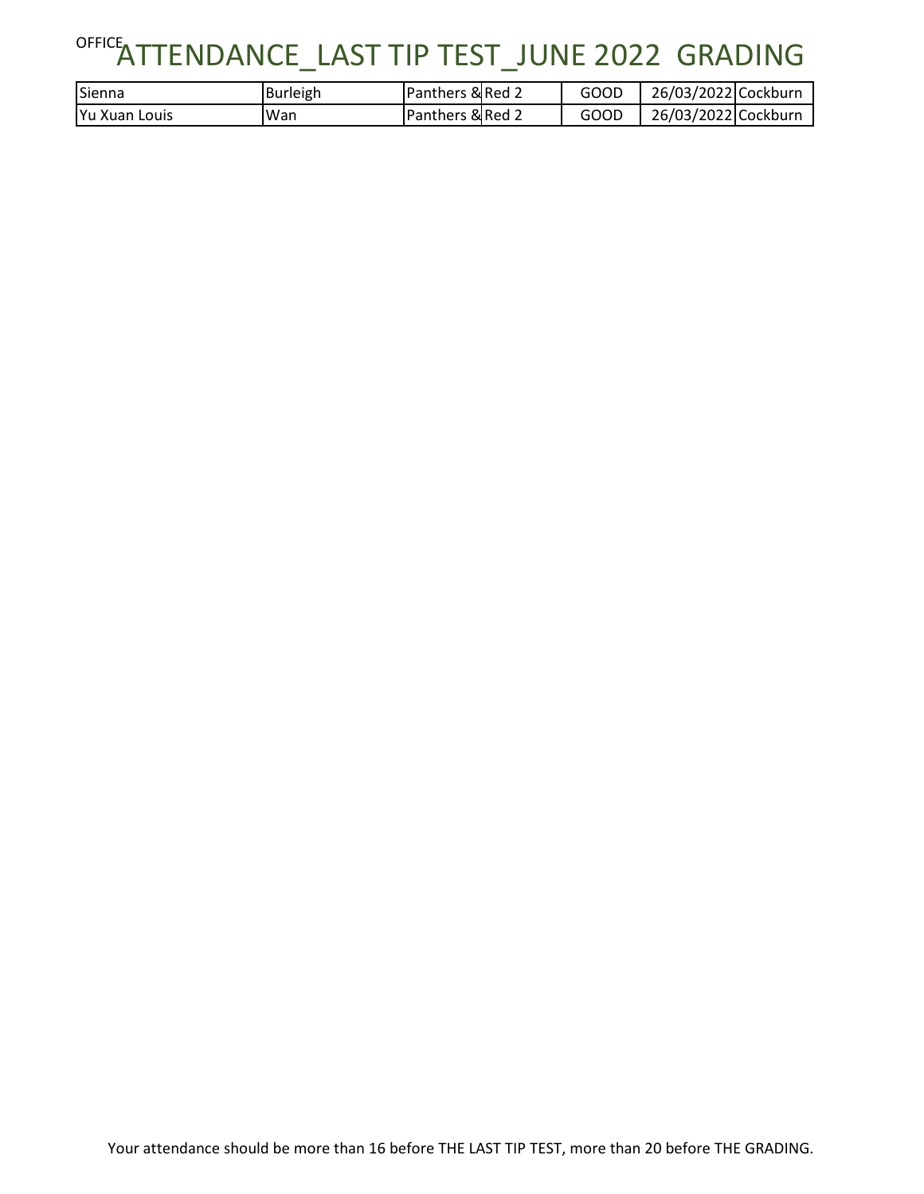# OFFICE ATTENDANCE_LAST TIP TEST_JUNE 2022 GRADING

| | | | | | | |
|---|---|---|---|---|---|---|
| Sienna | Burleigh | Panthers & | Red 2 | GOOD | 26/03/2022 | Cockburn |
| Yu Xuan Louis | Wan | Panthers & | Red 2 | GOOD | 26/03/2022 | Cockburn |

Your attendance should be more than 16 before THE LAST TIP TEST, more than 20 before THE GRADING.